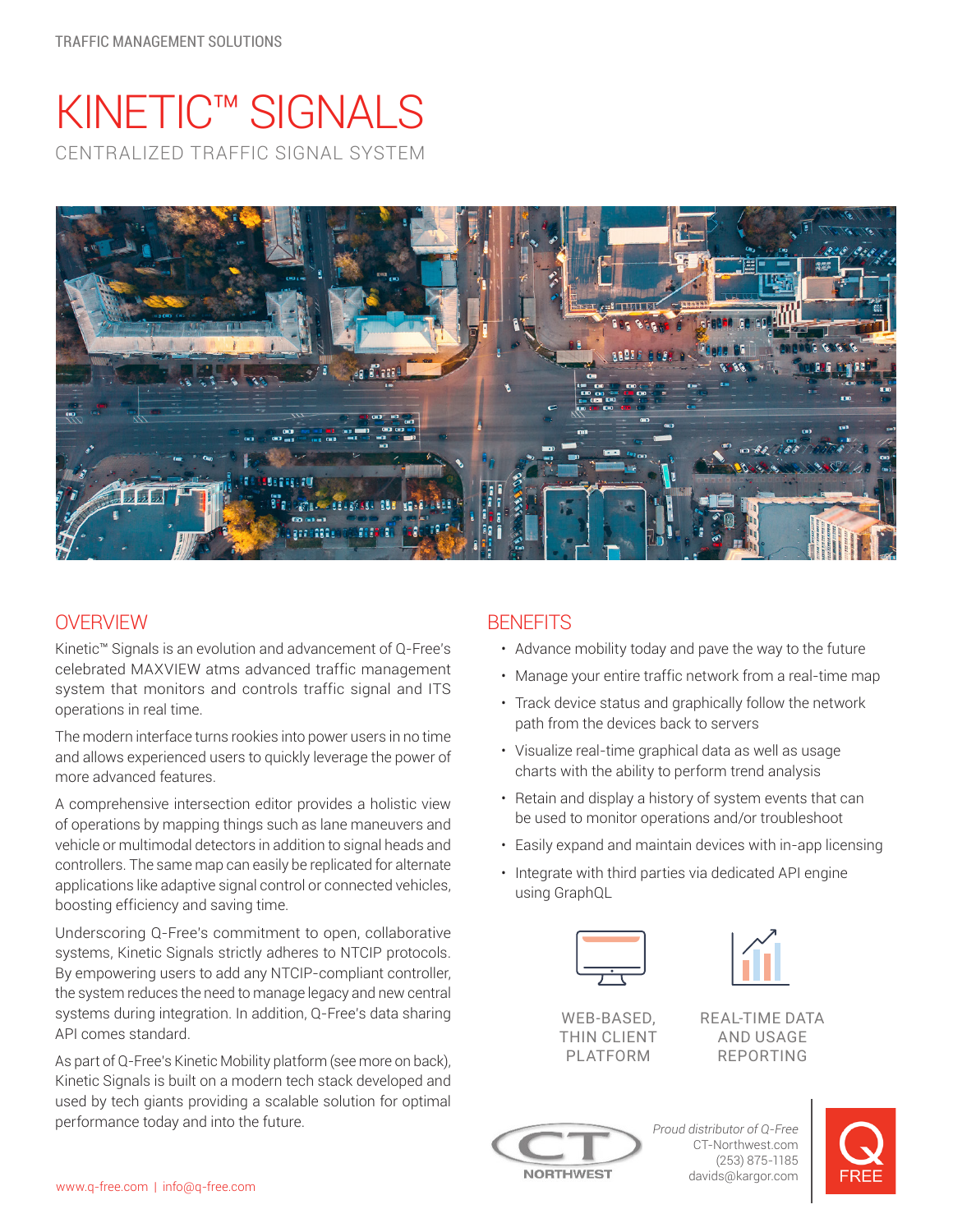TRAFFIC MANAGEMENT SOLUTIONS

# KINETIC™ SIGNALS

CENTRALIZED TRAFFIC SIGNAL SYSTEM

## OVERVIEW

Kinetic™ Signals is an evolution and advancement of Q-Free's celebrated MAXVIEW atms advanced traffic management system that monitors and controls traffic signal and ITS operations in real time.

The modern interface turns rookies into power users in no time and allows experienced users to quickly leverage the power of more advanced features.

A comprehensive intersection editor provides a holistic view of operations by mapping things such as lane maneuvers and vehicle or multimodal detectors in addition to signal heads and controllers. The same map can easily be replicated for alternate applications like adaptive signal control or connected vehicles, boosting efficiency and saving time.

Underscoring Q-Free's commitment to open, collaborative systems, Kinetic Signals strictly adheres to NTCIP protocols. By empowering users to add any NTCIP-compliant controller, the system reduces the need to manage legacy and new central systems during integration. In addition, Q-Free's data sharing API comes standard.

As part of Q-Free's Kinetic Mobility platform (see more on back), Kinetic Signals is built on a modern tech stack developed and used by tech giants providing a scalable solution for optimal performance today and into the future.

## BENEFITS

- Advance mobility today and pave the way to the future
- Manage your entire traffic network from a real-time map
- Track device status and graphically follow the network path from the devices back to servers
- Visualize real-time graphical data as well as usage charts with the ability to perform trend analysis
- Retain and display a history of system events that can be used to monitor operations and/or troubleshoot
- Easily expand and maintain devices with in-app licensing
- Integrate with third parties via dedicated API engine using GraphQL

WEB-BASED, THIN CLIENT PLATFORM

REAL-TIME DATA AND USAGE REPORTING

CT NORTHWEST

*Proud distributor of Q-Free*
CT-Northwest.com
(253) 875-1185
davids@kargor.com

Q FREE

www.q-free.com | info@q-free.com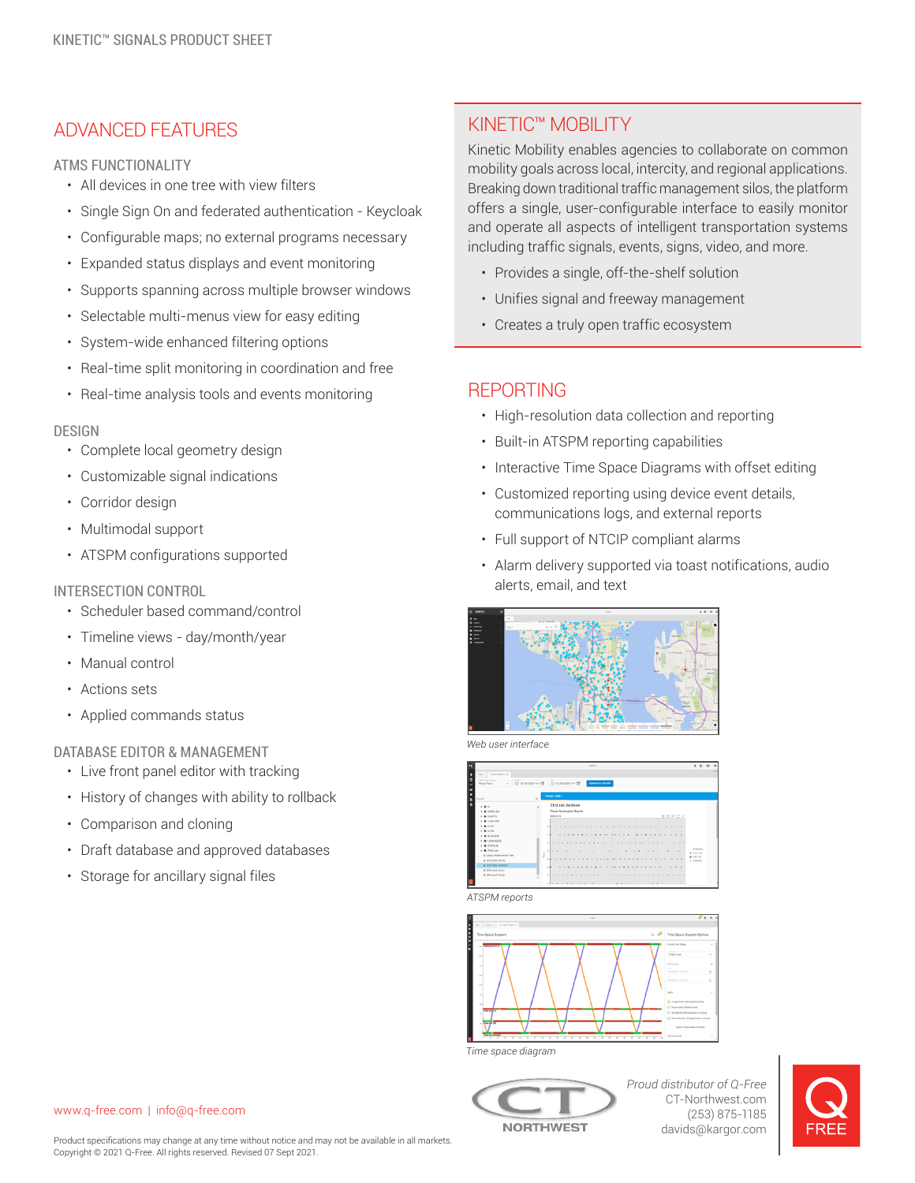# ADVANCED FEATURES

### ATMS FUNCTIONALITY

- All devices in one tree with view filters
- Single Sign On and federated authentication - Keycloak
- Configurable maps; no external programs necessary
- Expanded status displays and event monitoring
- Supports spanning across multiple browser windows
- Selectable multi-menus view for easy editing
- System-wide enhanced filtering options
- Real-time split monitoring in coordination and free
- Real-time analysis tools and events monitoring

### DESIGN

- Complete local geometry design
- Customizable signal indications
- Corridor design
- Multimodal support
- ATSPM configurations supported

### INTERSECTION CONTROL

- Scheduler based command/control
- Timeline views - day/month/year
- Manual control
- Actions sets
- Applied commands status

### DATABASE EDITOR & MANAGEMENT

- Live front panel editor with tracking
- History of changes with ability to rollback
- Comparison and cloning
- Draft database and approved databases
- Storage for ancillary signal files

# KINETIC™ MOBILITY

Kinetic Mobility enables agencies to collaborate on common mobility goals across local, intercity, and regional applications. Breaking down traditional traffic management silos, the platform offers a single, user-configurable interface to easily monitor and operate all aspects of intelligent transportation systems including traffic signals, events, signs, video, and more.

- Provides a single, off-the-shelf solution
- Unifies signal and freeway management
- Creates a truly open traffic ecosystem

# REPORTING

- High-resolution data collection and reporting
- Built-in ATSPM reporting capabilities
- Interactive Time Space Diagrams with offset editing
- Customized reporting using device event details, communications logs, and external reports
- Full support of NTCIP compliant alarms
- Alarm delivery supported via toast notifications, audio alerts, email, and text

*Web user interface*

*ATSPM reports*

*Time space diagram*

www.q-free.com | info@q-free.com

*Proud distributor of Q-Free*
CT-Northwest.com
(253) 875-1185
davids@kargor.com

Product specifications may change at any time without notice and may not be available in all markets.
Copyright © 2021 Q-Free. All rights reserved. Revised 07 Sept 2021.